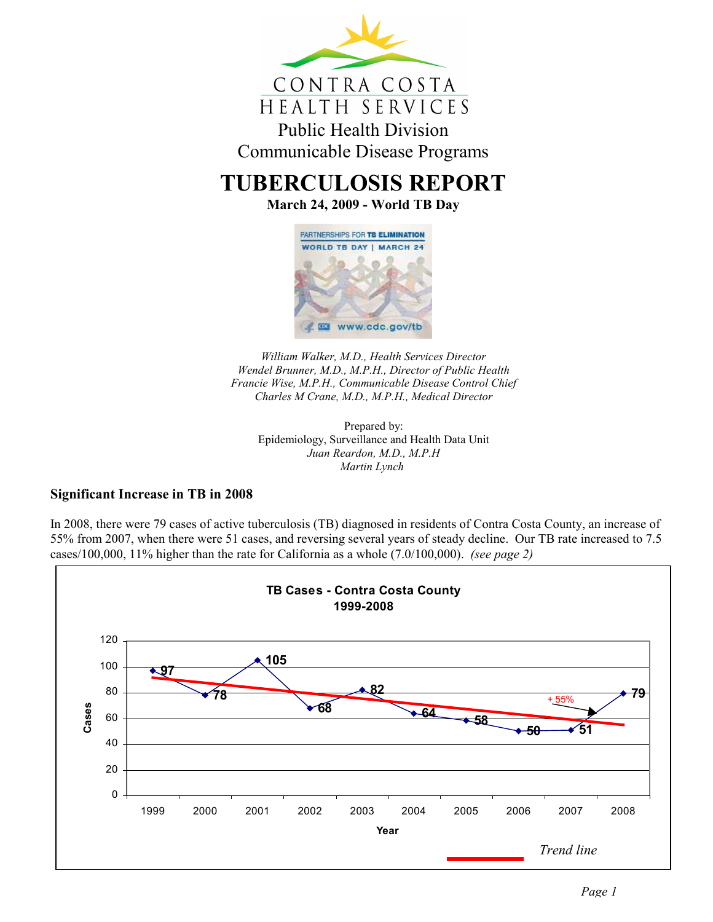CONTRA COSTA
HEALTH SERVICES

Public Health Division
Communicable Disease Programs

# TUBERCULOSIS REPORT

**March 24, 2009 - World TB Day**

*William Walker, M.D., Health Services Director*
*Wendel Brunner, M.D., M.P.H., Director of Public Health*
*Francie Wise, M.P.H., Communicable Disease Control Chief*
*Charles M Crane, M.D., M.P.H., Medical Director*

Prepared by:
Epidemiology, Surveillance and Health Data Unit
*Juan Reardon, M.D., M.P.H*
*Martin Lynch*

## Significant Increase in TB in 2008

In 2008, there were 79 cases of active tuberculosis (TB) diagnosed in residents of Contra Costa County, an increase of 55% from 2007, when there were 51 cases, and reversing several years of steady decline. Our TB rate increased to 7.5 cases/100,000, 11% higher than the rate for California as a whole (7.0/100,000). *(see page 2)*

**TB Cases - Contra Costa County 1999-2008**

| Year | Cases |
|---|---|
| 1999 | 97 |
| 2000 | 78 |
| 2001 | 105 |
| 2002 | 68 |
| 2003 | 82 |
| 2004 | 64 |
| 2005 | 58 |
| 2006 | 50 |
| 2007 | 51 |
| 2008 | 79 |

+55% (2007 to 2008)

*Trend line*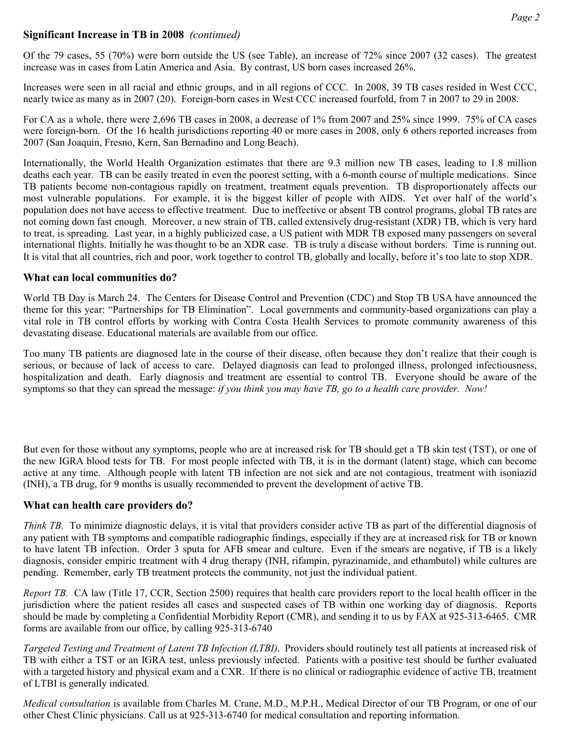## Significant Increase in TB in 2008 *(continued)*

Of the 79 cases, 55 (70%) were born outside the US (see Table), an increase of 72% since 2007 (32 cases). The greatest increase was in cases from Latin America and Asia. By contrast, US born cases increased 26%.

Increases were seen in all racial and ethnic groups, and in all regions of CCC. In 2008, 39 TB cases resided in West CCC, nearly twice as many as in 2007 (20). Foreign-born cases in West CCC increased fourfold, from 7 in 2007 to 29 in 2008.

For CA as a whole, there were 2,696 TB cases in 2008, a decrease of 1% from 2007 and 25% since 1999. 75% of CA cases were foreign-born. Of the 16 health jurisdictions reporting 40 or more cases in 2008, only 6 others reported increases from 2007 (San Joaquin, Fresno, Kern, San Bernadino and Long Beach).

Internationally, the World Health Organization estimates that there are 9.3 million new TB cases, leading to 1.8 million deaths each year. TB can be easily treated in even the poorest setting, with a 6-month course of multiple medications. Since TB patients become non-contagious rapidly on treatment, treatment equals prevention. TB disproportionately affects our most vulnerable populations. For example, it is the biggest killer of people with AIDS. Yet over half of the world's population does not have access to effective treatment. Due to ineffective or absent TB control programs, global TB rates are not coming down fast enough. Moreover, a new strain of TB, called extensively drug-resistant (XDR) TB, which is very hard to treat, is spreading. Last year, in a highly publicized case, a US patient with MDR TB exposed many passengers on several international flights. Initially he was thought to be an XDR case. TB is truly a disease without borders. Time is running out. It is vital that all countries, rich and poor, work together to control TB, globally and locally, before it's too late to stop XDR.

## What can local communities do?

World TB Day is March 24. The Centers for Disease Control and Prevention (CDC) and Stop TB USA have announced the theme for this year: "Partnerships for TB Elimination". Local governments and community-based organizations can play a vital role in TB control efforts by working with Contra Costa Health Services to promote community awareness of this devastating disease. Educational materials are available from our office.

Too many TB patients are diagnosed late in the course of their disease, often because they don't realize that their cough is serious, or because of lack of access to care. Delayed diagnosis can lead to prolonged illness, prolonged infectiousness, hospitalization and death. Early diagnosis and treatment are essential to control TB. Everyone should be aware of the symptoms so that they can spread the message: *if you think you may have TB, go to a health care provider. Now!*

But even for those without any symptoms, people who are at increased risk for TB should get a TB skin test (TST), or one of the new IGRA blood tests for TB. For most people infected with TB, it is in the dormant (latent) stage, which can become active at any time. Although people with latent TB infection are not sick and are not contagious, treatment with isoniazid (INH), a TB drug, for 9 months is usually recommended to prevent the development of active TB.

## What can health care providers do?

*Think TB.* To minimize diagnostic delays, it is vital that providers consider active TB as part of the differential diagnosis of any patient with TB symptoms and compatible radiographic findings, especially if they are at increased risk for TB or known to have latent TB infection. Order 3 sputa for AFB smear and culture. Even if the smears are negative, if TB is a likely diagnosis, consider empiric treatment with 4 drug therapy (INH, rifampin, pyrazinamide, and ethambutol) while cultures are pending. Remember, early TB treatment protects the community, not just the individual patient.

*Report TB.* CA law (Title 17, CCR, Section 2500) requires that health care providers report to the local health officer in the jurisdiction where the patient resides all cases and suspected cases of TB within one working day of diagnosis. Reports should be made by completing a Confidential Morbidity Report (CMR), and sending it to us by FAX at 925-313-6465. CMR forms are available from our office, by calling 925-313-6740

*Targeted Testing and Treatment of Latent TB Infection (LTBI).* Providers should routinely test all patients at increased risk of TB with either a TST or an IGRA test, unless previously infected. Patients with a positive test should be further evaluated with a targeted history and physical exam and a CXR. If there is no clinical or radiographic evidence of active TB, treatment of LTBI is generally indicated.

*Medical consultation* is available from Charles M. Crane, M.D., M.P.H., Medical Director of our TB Program, or one of our other Chest Clinic physicians. Call us at 925-313-6740 for medical consultation and reporting information.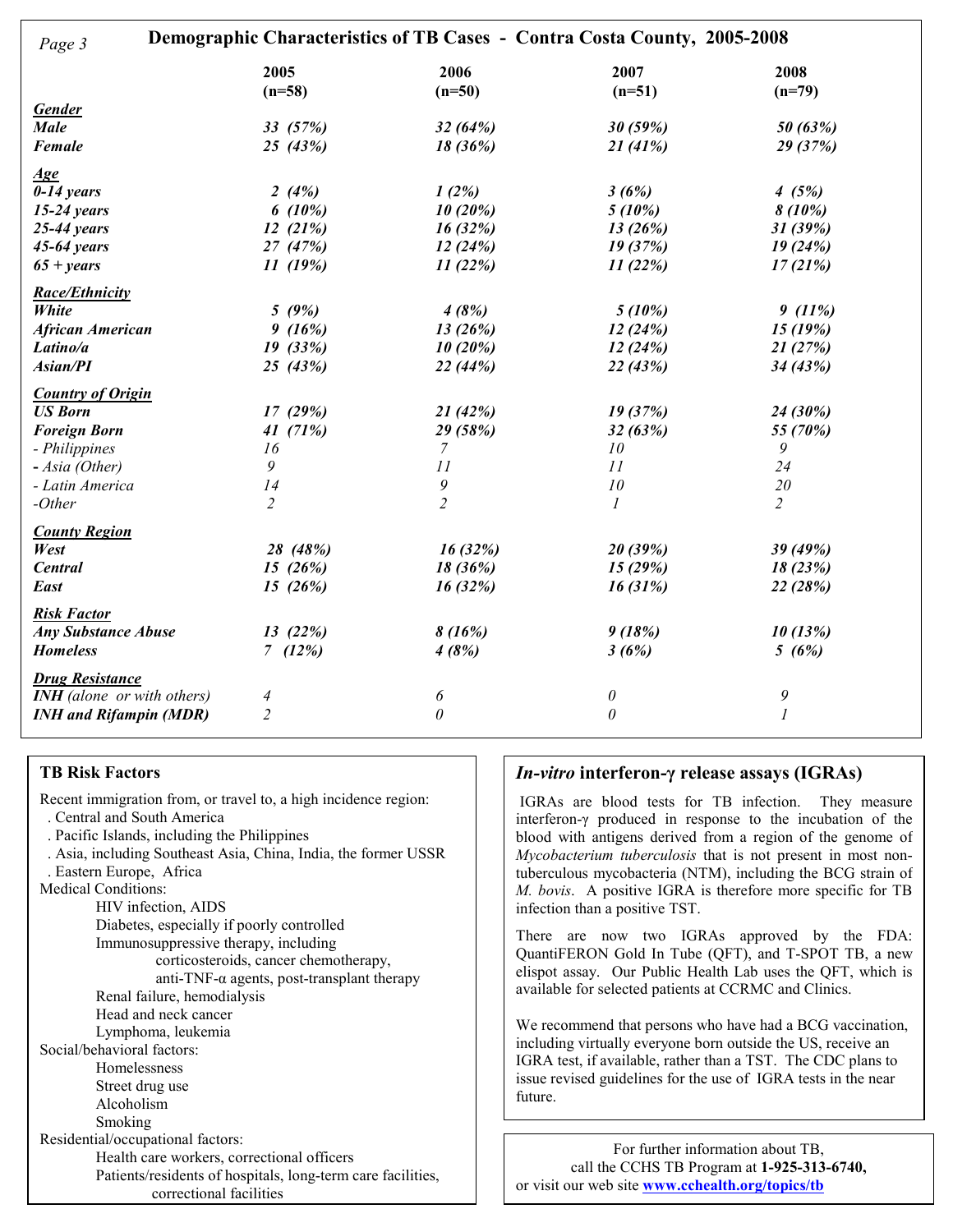## Demographic Characteristics of TB Cases - Contra Costa County, 2005-2008

| | 2005 (n=58) | 2006 (n=50) | 2007 (n=51) | 2008 (n=79) |
|---|---|---|---|---|
| ***Gender*** | | | | |
| ***Male*** | *33 (57%)* | *32 (64%)* | *30 (59%)* | *50 (63%)* |
| ***Female*** | *25 (43%)* | *18 (36%)* | *21 (41%)* | *29 (37%)* |
| ***Age*** | | | | |
| ***0-14 years*** | *2 (4%)* | *1 (2%)* | *3 (6%)* | *4 (5%)* |
| ***15-24 years*** | *6 (10%)* | *10 (20%)* | *5 (10%)* | *8 (10%)* |
| ***25-44 years*** | *12 (21%)* | *16 (32%)* | *13 (26%)* | *31 (39%)* |
| ***45-64 years*** | *27 (47%)* | *12 (24%)* | *19 (37%)* | *19 (24%)* |
| ***65 + years*** | *11 (19%)* | *11 (22%)* | *11 (22%)* | *17 (21%)* |
| ***Race/Ethnicity*** | | | | |
| ***White*** | *5 (9%)* | *4 (8%)* | *5 (10%)* | *9 (11%)* |
| ***African American*** | *9 (16%)* | *13 (26%)* | *12 (24%)* | *15 (19%)* |
| ***Latino/a*** | *19 (33%)* | *10 (20%)* | *12 (24%)* | *21 (27%)* |
| ***Asian/PI*** | *25 (43%)* | *22 (44%)* | *22 (43%)* | *34 (43%)* |
| ***Country of Origin*** | | | | |
| ***US Born*** | *17 (29%)* | *21 (42%)* | *19 (37%)* | *24 (30%)* |
| ***Foreign Born*** | *41 (71%)* | *29 (58%)* | *32 (63%)* | *55 (70%)* |
| *- Philippines* | *16* | *7* | *10* | *9* |
| *- Asia (Other)* | *9* | *11* | *11* | *24* |
| *- Latin America* | *14* | *9* | *10* | *20* |
| *-Other* | *2* | *2* | *1* | *2* |
| ***County Region*** | | | | |
| ***West*** | *28 (48%)* | *16 (32%)* | *20 (39%)* | *39 (49%)* |
| ***Central*** | *15 (26%)* | *18 (36%)* | *15 (29%)* | *18 (23%)* |
| ***East*** | *15 (26%)* | *16 (32%)* | *16 (31%)* | *22 (28%)* |
| ***Risk Factor*** | | | | |
| ***Any Substance Abuse*** | *13 (22%)* | *8 (16%)* | *9 (18%)* | *10 (13%)* |
| ***Homeless*** | *7 (12%)* | *4 (8%)* | *3 (6%)* | *5 (6%)* |
| ***Drug Resistance*** | | | | |
| ***INH** (alone or with others)* | *4* | *6* | *0* | *9* |
| ***INH and Rifampin (MDR)*** | *2* | *0* | *0* | *1* |

### TB Risk Factors

Recent immigration from, or travel to, a high incidence region:

- Central and South America
- Pacific Islands, including the Philippines
- Asia, including Southeast Asia, China, India, the former USSR
- Eastern Europe, Africa

Medical Conditions:

- HIV infection, AIDS
- Diabetes, especially if poorly controlled
- Immunosuppressive therapy, including corticosteroids, cancer chemotherapy, anti-TNF-α agents, post-transplant therapy
- Renal failure, hemodialysis
- Head and neck cancer
- Lymphoma, leukemia

Social/behavioral factors:

- Homelessness
- Street drug use
- Alcoholism
- Smoking

Residential/occupational factors:

- Health care workers, correctional officers
- Patients/residents of hospitals, long-term care facilities, correctional facilities

### *In-vitro* interferon-γ release assays (IGRAs)

IGRAs are blood tests for TB infection. They measure interferon-γ produced in response to the incubation of the blood with antigens derived from a region of the genome of *Mycobacterium tuberculosis* that is not present in most non-tuberculous mycobacteria (NTM), including the BCG strain of *M. bovis*. A positive IGRA is therefore more specific for TB infection than a positive TST.

There are now two IGRAs approved by the FDA: QuantiFERON Gold In Tube (QFT), and T-SPOT TB, a new elispot assay. Our Public Health Lab uses the QFT, which is available for selected patients at CCRMC and Clinics.

We recommend that persons who have had a BCG vaccination, including virtually everyone born outside the US, receive an IGRA test, if available, rather than a TST. The CDC plans to issue revised guidelines for the use of IGRA tests in the near future.

For further information about TB, call the CCHS TB Program at **1-925-313-6740,** or visit our web site **www.cchealth.org/topics/tb**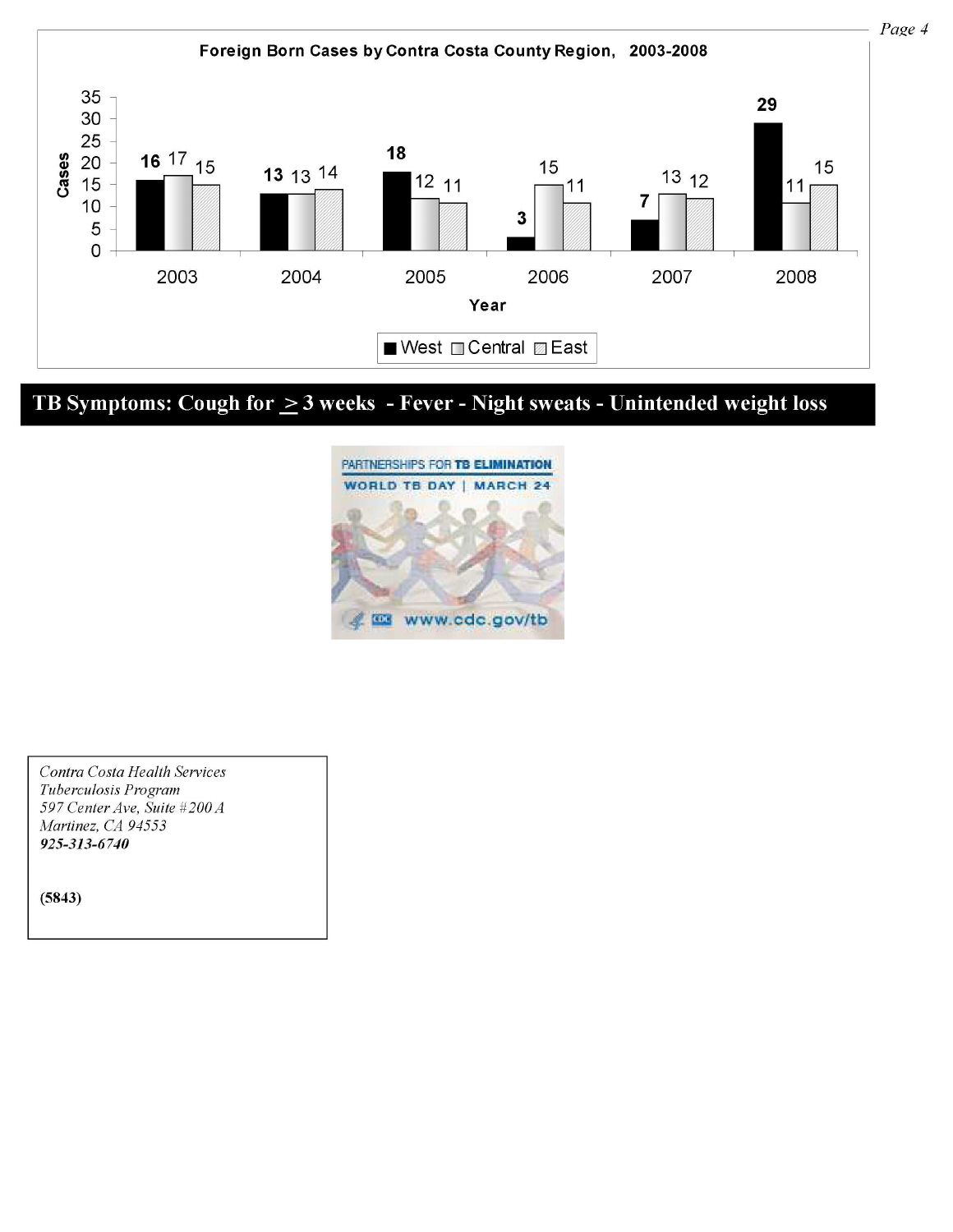Foreign Born Cases by Contra Costa County Region, 2003-2008

Cases

35
30
25
20
15
10
5
0

16 17 15

13 13 14

18 12 11

3 15 11

7 13 12

29 11 15

2003 2004 2005 2006 2007 2008

Year

West Central East

**TB Symptoms: Cough for ≥ 3 weeks - Fever - Night sweats - Unintended weight loss**

PARTNERSHIPS FOR TB ELIMINATION

WORLD TB DAY | MARCH 24

www.cdc.gov/tb

*Contra Costa Health Services*
*Tuberculosis Program*
*597 Center Ave, Suite #200 A*
*Martinez, CA 94553*
***925-313-6740***

**(5843)**